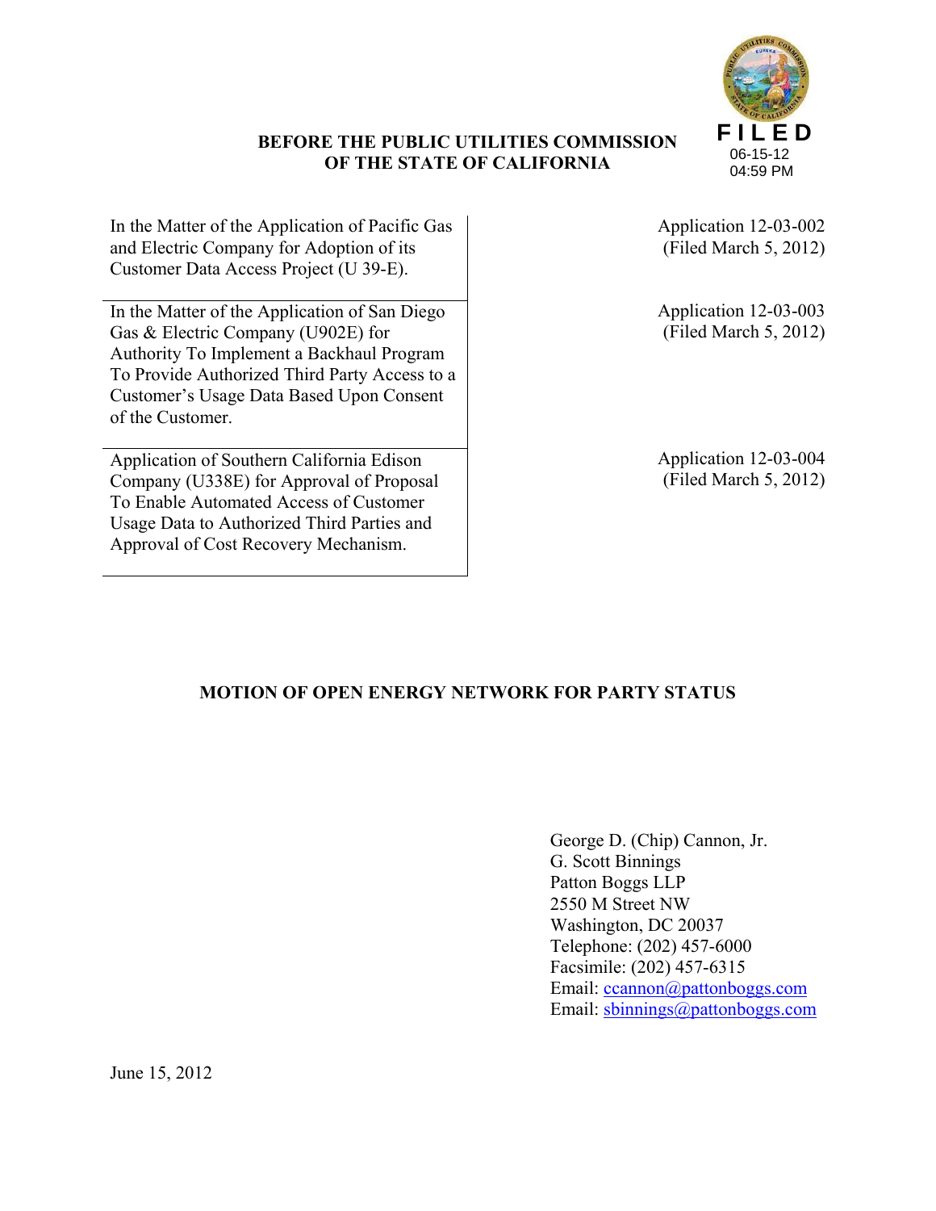FILED
06-15-12
04:59 PM

**BEFORE THE PUBLIC UTILITIES COMMISSION OF THE STATE OF CALIFORNIA**

| | |
|---|---|
| In the Matter of the Application of Pacific Gas and Electric Company for Adoption of its Customer Data Access Project (U 39-E). | Application 12-03-002 (Filed March 5, 2012) |
| In the Matter of the Application of San Diego Gas & Electric Company (U902E) for Authority To Implement a Backhaul Program To Provide Authorized Third Party Access to a Customer's Usage Data Based Upon Consent of the Customer. | Application 12-03-003 (Filed March 5, 2012) |
| Application of Southern California Edison Company (U338E) for Approval of Proposal To Enable Automated Access of Customer Usage Data to Authorized Third Parties and Approval of Cost Recovery Mechanism. | Application 12-03-004 (Filed March 5, 2012) |

**MOTION OF OPEN ENERGY NETWORK FOR PARTY STATUS**

George D. (Chip) Cannon, Jr.
G. Scott Binnings
Patton Boggs LLP
2550 M Street NW
Washington, DC 20037
Telephone: (202) 457-6000
Facsimile: (202) 457-6315
Email: ccannon@pattonboggs.com
Email: sbinnings@pattonboggs.com

June 15, 2012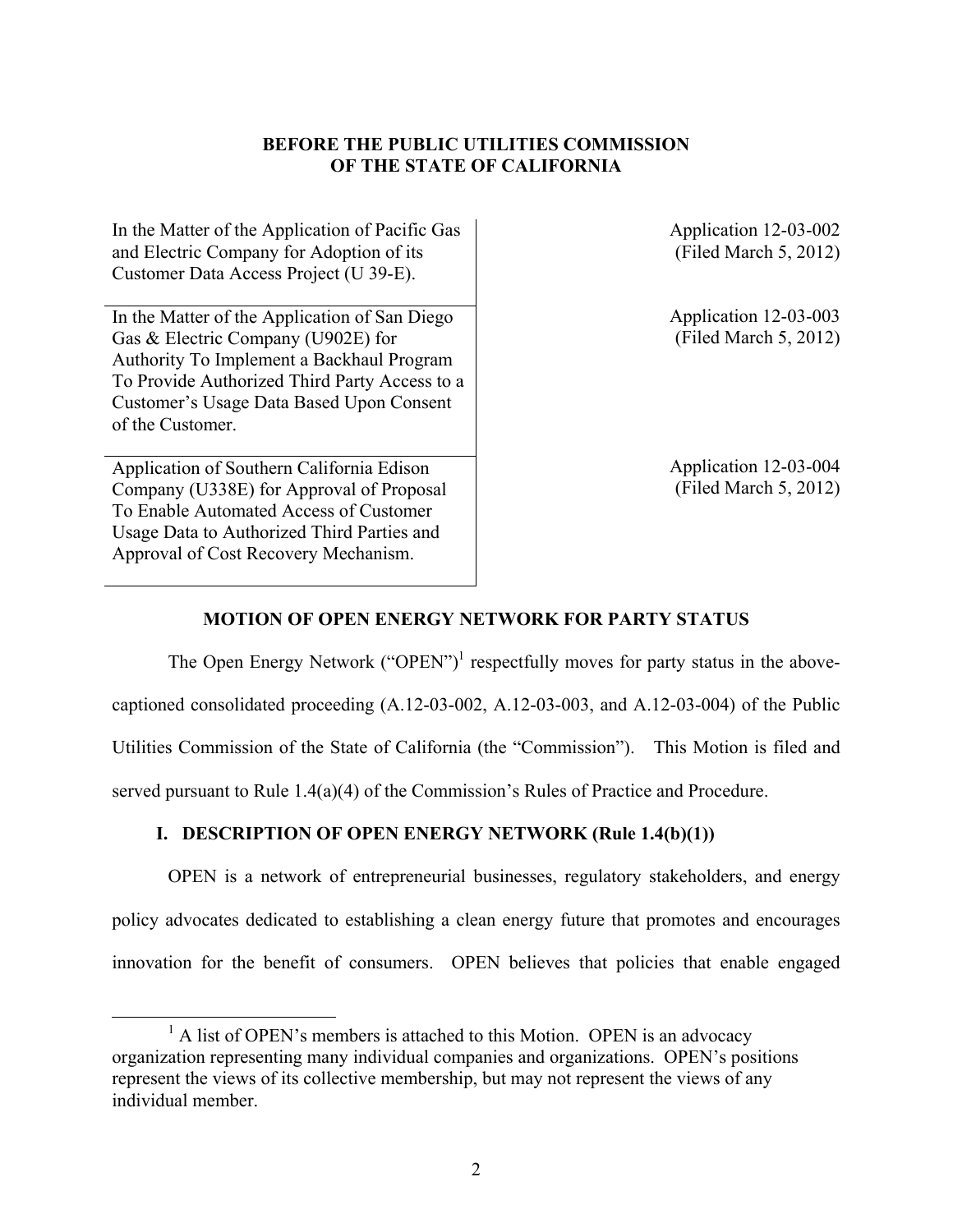**BEFORE THE PUBLIC UTILITIES COMMISSION OF THE STATE OF CALIFORNIA**

| | |
|---|---|
| In the Matter of the Application of Pacific Gas and Electric Company for Adoption of its Customer Data Access Project (U 39-E). | Application 12-03-002 (Filed March 5, 2012) |
| In the Matter of the Application of San Diego Gas & Electric Company (U902E) for Authority To Implement a Backhaul Program To Provide Authorized Third Party Access to a Customer's Usage Data Based Upon Consent of the Customer. | Application 12-03-003 (Filed March 5, 2012) |
| Application of Southern California Edison Company (U338E) for Approval of Proposal To Enable Automated Access of Customer Usage Data to Authorized Third Parties and Approval of Cost Recovery Mechanism. | Application 12-03-004 (Filed March 5, 2012) |

**MOTION OF OPEN ENERGY NETWORK FOR PARTY STATUS**

The Open Energy Network ("OPEN")[1] respectfully moves for party status in the above-captioned consolidated proceeding (A.12-03-002, A.12-03-003, and A.12-03-004) of the Public Utilities Commission of the State of California (the "Commission"). This Motion is filed and served pursuant to Rule 1.4(a)(4) of the Commission's Rules of Practice and Procedure.

## I. DESCRIPTION OF OPEN ENERGY NETWORK (Rule 1.4(b)(1))

OPEN is a network of entrepreneurial businesses, regulatory stakeholders, and energy policy advocates dedicated to establishing a clean energy future that promotes and encourages innovation for the benefit of consumers. OPEN believes that policies that enable engaged

[1] A list of OPEN's members is attached to this Motion. OPEN is an advocacy organization representing many individual companies and organizations. OPEN's positions represent the views of its collective membership, but may not represent the views of any individual member.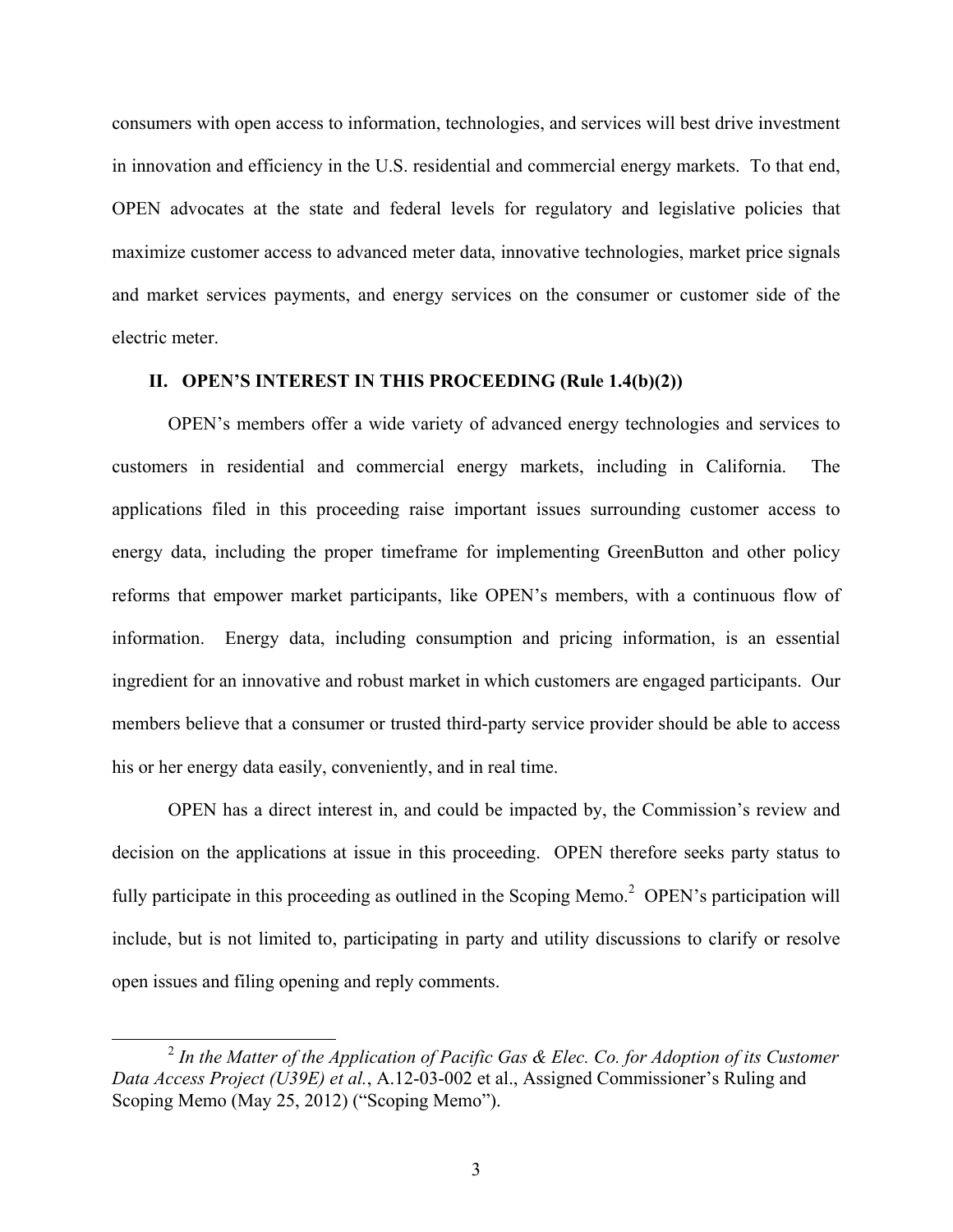consumers with open access to information, technologies, and services will best drive investment in innovation and efficiency in the U.S. residential and commercial energy markets. To that end, OPEN advocates at the state and federal levels for regulatory and legislative policies that maximize customer access to advanced meter data, innovative technologies, market price signals and market services payments, and energy services on the consumer or customer side of the electric meter.

## II. OPEN'S INTEREST IN THIS PROCEEDING (Rule 1.4(b)(2))

OPEN's members offer a wide variety of advanced energy technologies and services to customers in residential and commercial energy markets, including in California. The applications filed in this proceeding raise important issues surrounding customer access to energy data, including the proper timeframe for implementing GreenButton and other policy reforms that empower market participants, like OPEN's members, with a continuous flow of information. Energy data, including consumption and pricing information, is an essential ingredient for an innovative and robust market in which customers are engaged participants. Our members believe that a consumer or trusted third-party service provider should be able to access his or her energy data easily, conveniently, and in real time.

OPEN has a direct interest in, and could be impacted by, the Commission's review and decision on the applications at issue in this proceeding. OPEN therefore seeks party status to fully participate in this proceeding as outlined in the Scoping Memo.[2] OPEN's participation will include, but is not limited to, participating in party and utility discussions to clarify or resolve open issues and filing opening and reply comments.

---

[2] *In the Matter of the Application of Pacific Gas & Elec. Co. for Adoption of its Customer Data Access Project (U39E) et al.*, A.12-03-002 et al., Assigned Commissioner's Ruling and Scoping Memo (May 25, 2012) ("Scoping Memo").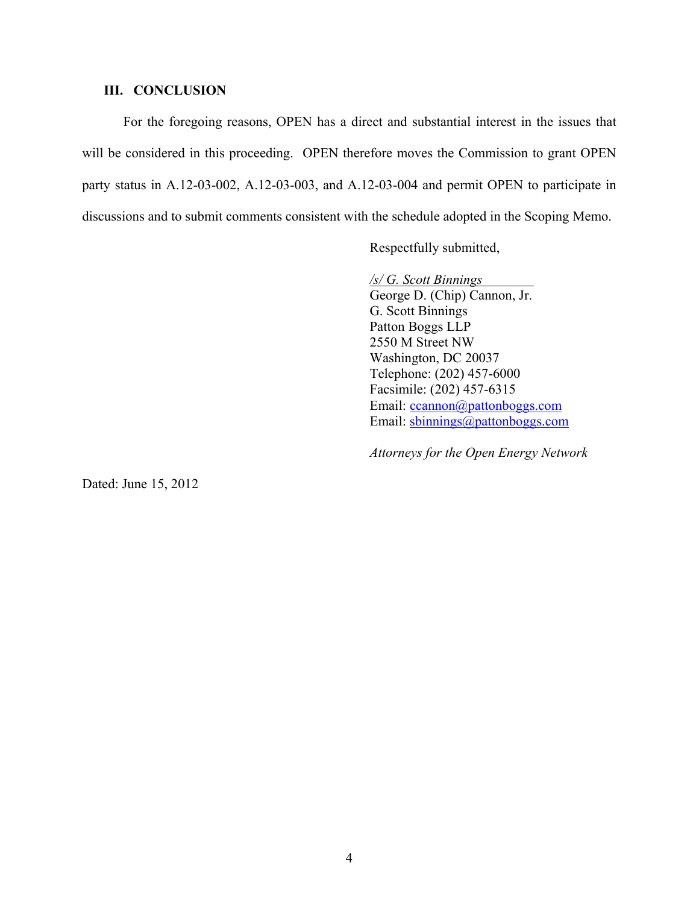## III. CONCLUSION

For the foregoing reasons, OPEN has a direct and substantial interest in the issues that will be considered in this proceeding. OPEN therefore moves the Commission to grant OPEN party status in A.12-03-002, A.12-03-003, and A.12-03-004 and permit OPEN to participate in discussions and to submit comments consistent with the schedule adopted in the Scoping Memo.

Respectfully submitted,

*/s/ G. Scott Binnings*
George D. (Chip) Cannon, Jr.
G. Scott Binnings
Patton Boggs LLP
2550 M Street NW
Washington, DC 20037
Telephone: (202) 457-6000
Facsimile: (202) 457-6315
Email: ccannon@pattonboggs.com
Email: sbinnings@pattonboggs.com

*Attorneys for the Open Energy Network*

Dated: June 15, 2012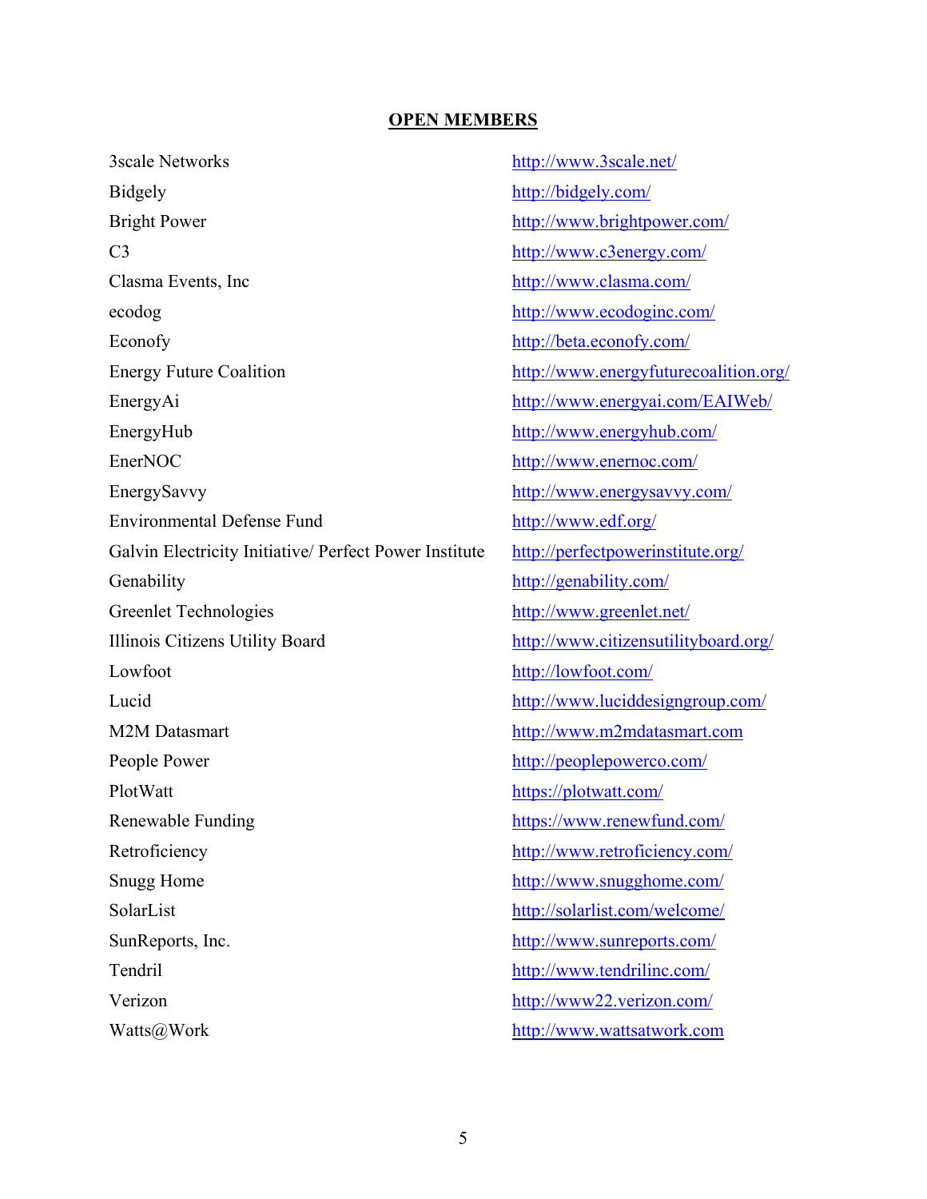**OPEN MEMBERS**

| | |
|---|---|
| 3scale Networks | http://www.3scale.net/ |
| Bidgely | http://bidgely.com/ |
| Bright Power | http://www.brightpower.com/ |
| C3 | http://www.c3energy.com/ |
| Clasma Events, Inc | http://www.clasma.com/ |
| ecodog | http://www.ecodoginc.com/ |
| Econofy | http://beta.econofy.com/ |
| Energy Future Coalition | http://www.energyfuturecoalition.org/ |
| EnergyAi | http://www.energyai.com/EAIWeb/ |
| EnergyHub | http://www.energyhub.com/ |
| EnerNOC | http://www.enernoc.com/ |
| EnergySavvy | http://www.energysavvy.com/ |
| Environmental Defense Fund | http://www.edf.org/ |
| Galvin Electricity Initiative/ Perfect Power Institute | http://perfectpowerinstitute.org/ |
| Genability | http://genability.com/ |
| Greenlet Technologies | http://www.greenlet.net/ |
| Illinois Citizens Utility Board | http://www.citizensutilityboard.org/ |
| Lowfoot | http://lowfoot.com/ |
| Lucid | http://www.luciddesigngroup.com/ |
| M2M Datasmart | http://www.m2mdatasmart.com |
| People Power | http://peoplepowerco.com/ |
| PlotWatt | https://plotwatt.com/ |
| Renewable Funding | https://www.renewfund.com/ |
| Retroficiency | http://www.retroficiency.com/ |
| Snugg Home | http://www.snugghome.com/ |
| SolarList | http://solarlist.com/welcome/ |
| SunReports, Inc. | http://www.sunreports.com/ |
| Tendril | http://www.tendrilinc.com/ |
| Verizon | http://www22.verizon.com/ |
| Watts@Work | http://www.wattsatwork.com |